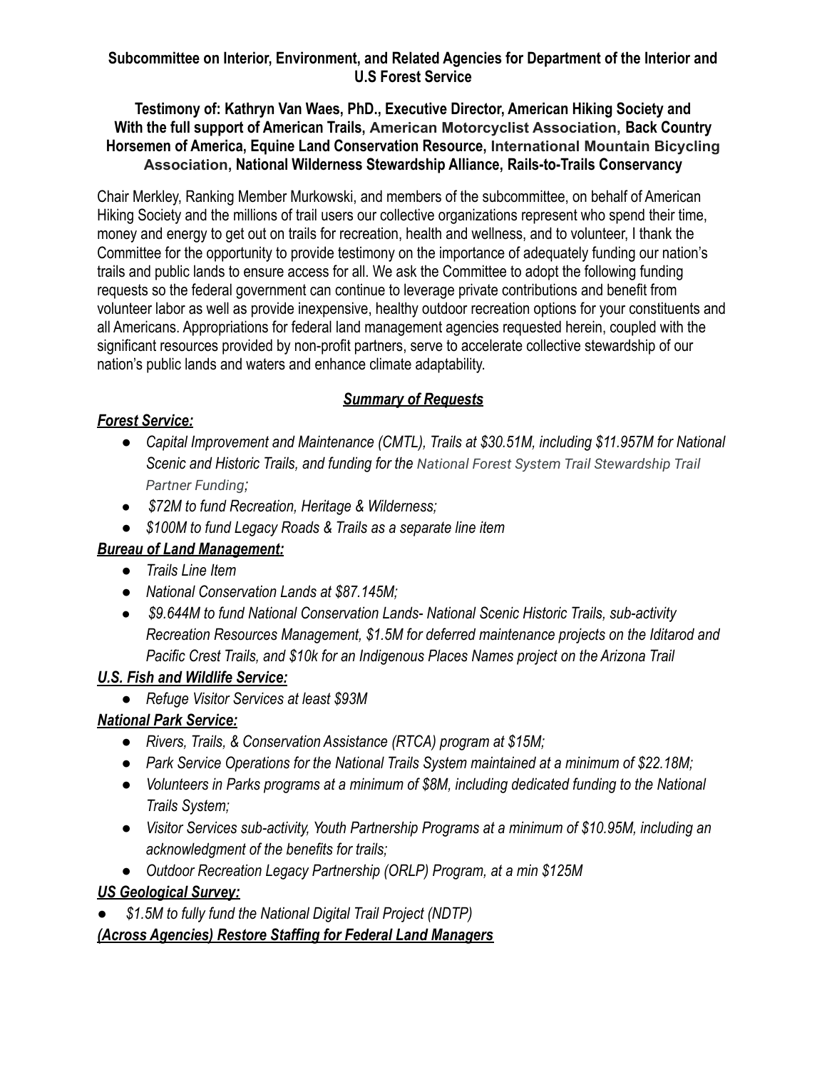**Subcommittee on Interior, Environment, and Related Agencies for Department of the Interior and U.S Forest Service**

**Testimony of: Kathryn Van Waes, PhD., Executive Director, American Hiking Society and With the full support of American Trails, American Motorcyclist Association, Back Country Horsemen of America, Equine Land Conservation Resource, International Mountain Bicycling Association, National Wilderness Stewardship Alliance, Rails-to-Trails Conservancy**

Chair Merkley, Ranking Member Murkowski, and members of the subcommittee, on behalf of American Hiking Society and the millions of trail users our collective organizations represent who spend their time, money and energy to get out on trails for recreation, health and wellness, and to volunteer, I thank the Committee for the opportunity to provide testimony on the importance of adequately funding our nation's trails and public lands to ensure access for all. We ask the Committee to adopt the following funding requests so the federal government can continue to leverage private contributions and benefit from volunteer labor as well as provide inexpensive, healthy outdoor recreation options for your constituents and all Americans. Appropriations for federal land management agencies requested herein, coupled with the significant resources provided by non-profit partners, serve to accelerate collective stewardship of our nation's public lands and waters and enhance climate adaptability.

***Summary of Requests***

***Forest Service:***

- *Capital Improvement and Maintenance (CMTL), Trails at $30.51M, including $11.957M for National Scenic and Historic Trails, and funding for the National Forest System Trail Stewardship Trail Partner Funding;*
- *$72M to fund Recreation, Heritage & Wilderness;*
- *$100M to fund Legacy Roads & Trails as a separate line item*

***Bureau of Land Management:***

- *Trails Line Item*
- *National Conservation Lands at $87.145M;*
- *$9.644M to fund National Conservation Lands- National Scenic Historic Trails, sub-activity Recreation Resources Management, $1.5M for deferred maintenance projects on the Iditarod and Pacific Crest Trails, and $10k for an Indigenous Places Names project on the Arizona Trail*

***U.S. Fish and Wildlife Service:***

- *Refuge Visitor Services at least $93M*

***National Park Service:***

- *Rivers, Trails, & Conservation Assistance (RTCA) program at $15M;*
- *Park Service Operations for the National Trails System maintained at a minimum of $22.18M;*
- *Volunteers in Parks programs at a minimum of $8M, including dedicated funding to the National Trails System;*
- *Visitor Services sub-activity, Youth Partnership Programs at a minimum of $10.95M, including an acknowledgment of the benefits for trails;*
- *Outdoor Recreation Legacy Partnership (ORLP) Program, at a min $125M*

***US Geological Survey:***

- *$1.5M to fully fund the National Digital Trail Project (NDTP)*

***(Across Agencies) Restore Staffing for Federal Land Managers***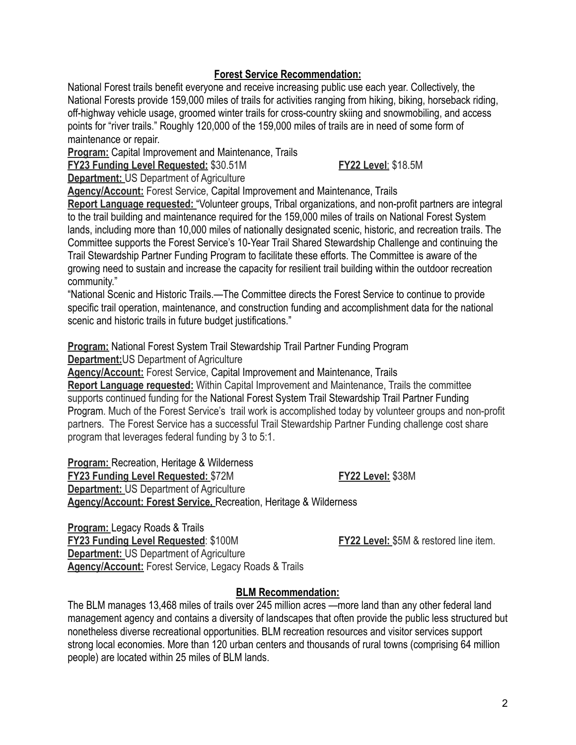## **Forest Service Recommendation:**

National Forest trails benefit everyone and receive increasing public use each year. Collectively, the National Forests provide 159,000 miles of trails for activities ranging from hiking, biking, horseback riding, off-highway vehicle usage, groomed winter trails for cross-country skiing and snowmobiling, and access points for "river trails." Roughly 120,000 of the 159,000 miles of trails are in need of some form of maintenance or repair.

**Program:** Capital Improvement and Maintenance, Trails
**FY23 Funding Level Requested:** $30.51M **FY22 Level**: $18.5M
**Department:** US Department of Agriculture
**Agency/Account:** Forest Service, Capital Improvement and Maintenance, Trails
**Report Language requested:** "Volunteer groups, Tribal organizations, and non-profit partners are integral to the trail building and maintenance required for the 159,000 miles of trails on National Forest System lands, including more than 10,000 miles of nationally designated scenic, historic, and recreation trails. The Committee supports the Forest Service's 10-Year Trail Shared Stewardship Challenge and continuing the Trail Stewardship Partner Funding Program to facilitate these efforts. The Committee is aware of the growing need to sustain and increase the capacity for resilient trail building within the outdoor recreation community."
"National Scenic and Historic Trails.—The Committee directs the Forest Service to continue to provide specific trail operation, maintenance, and construction funding and accomplishment data for the national scenic and historic trails in future budget justifications."

**Program:** National Forest System Trail Stewardship Trail Partner Funding Program
**Department:** US Department of Agriculture
**Agency/Account:** Forest Service, Capital Improvement and Maintenance, Trails
**Report Language requested:** Within Capital Improvement and Maintenance, Trails the committee supports continued funding for the National Forest System Trail Stewardship Trail Partner Funding Program. Much of the Forest Service's trail work is accomplished today by volunteer groups and non-profit partners. The Forest Service has a successful Trail Stewardship Partner Funding challenge cost share program that leverages federal funding by 3 to 5:1.

**Program:** Recreation, Heritage & Wilderness
**FY23 Funding Level Requested:** $72M **FY22 Level:** $38M
**Department:** US Department of Agriculture
**Agency/Account: Forest Service,** Recreation, Heritage & Wilderness

**Program:** Legacy Roads & Trails
**FY23 Funding Level Requested**: $100M **FY22 Level:** $5M & restored line item.
**Department:** US Department of Agriculture
**Agency/Account:** Forest Service, Legacy Roads & Trails

## **BLM Recommendation:**

The BLM manages 13,468 miles of trails over 245 million acres —more land than any other federal land management agency and contains a diversity of landscapes that often provide the public less structured but nonetheless diverse recreational opportunities. BLM recreation resources and visitor services support strong local economies. More than 120 urban centers and thousands of rural towns (comprising 64 million people) are located within 25 miles of BLM lands.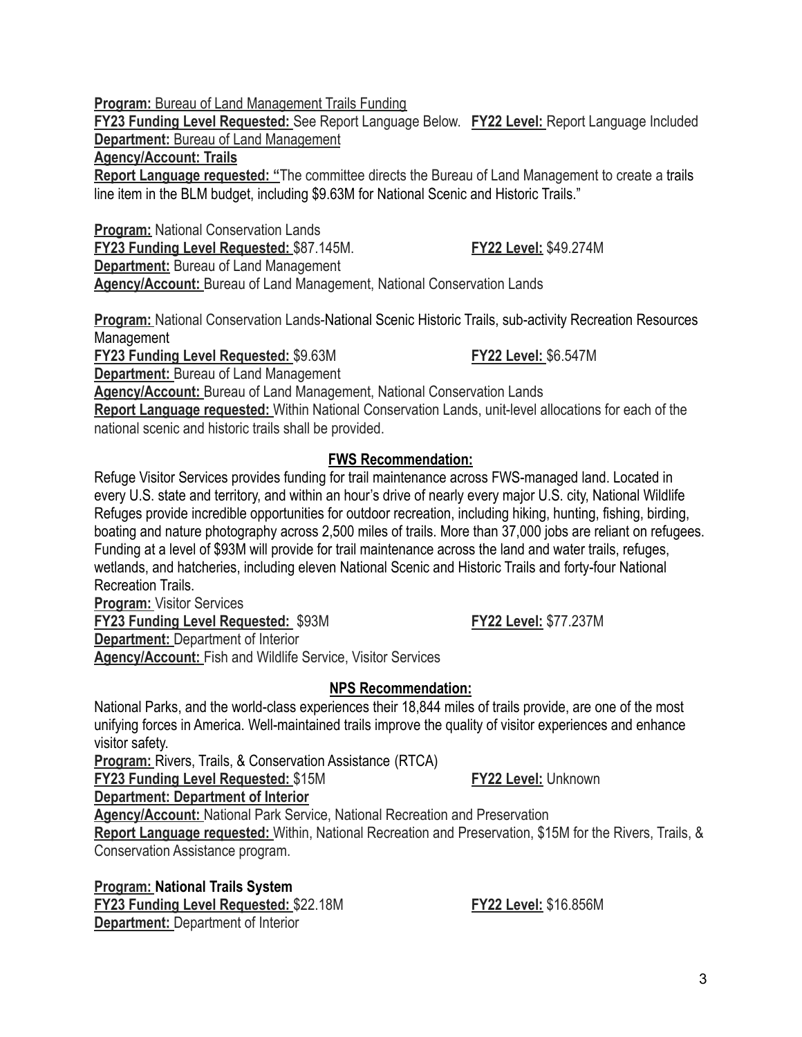**Program:** Bureau of Land Management Trails Funding
**FY23 Funding Level Requested:** See Report Language Below. **FY22 Level:** Report Language Included
**Department:** Bureau of Land Management
**Agency/Account: Trails**
**Report Language requested:** "The committee directs the Bureau of Land Management to create a trails line item in the BLM budget, including $9.63M for National Scenic and Historic Trails."

**Program:** National Conservation Lands
**FY23 Funding Level Requested:** $87.145M. **FY22 Level:** $49.274M
**Department:** Bureau of Land Management
**Agency/Account:** Bureau of Land Management, National Conservation Lands

**Program:** National Conservation Lands-National Scenic Historic Trails, sub-activity Recreation Resources Management
**FY23 Funding Level Requested:** $9.63M **FY22 Level:** $6.547M
**Department:** Bureau of Land Management
**Agency/Account:** Bureau of Land Management, National Conservation Lands
**Report Language requested:** Within National Conservation Lands, unit-level allocations for each of the national scenic and historic trails shall be provided.

## FWS Recommendation:

Refuge Visitor Services provides funding for trail maintenance across FWS-managed land. Located in every U.S. state and territory, and within an hour's drive of nearly every major U.S. city, National Wildlife Refuges provide incredible opportunities for outdoor recreation, including hiking, hunting, fishing, birding, boating and nature photography across 2,500 miles of trails. More than 37,000 jobs are reliant on refugees. Funding at a level of $93M will provide for trail maintenance across the land and water trails, refuges, wetlands, and hatcheries, including eleven National Scenic and Historic Trails and forty-four National Recreation Trails.
**Program:** Visitor Services
**FY23 Funding Level Requested:** $93M **FY22 Level:** $77.237M
**Department:** Department of Interior
**Agency/Account:** Fish and Wildlife Service, Visitor Services

## NPS Recommendation:

National Parks, and the world-class experiences their 18,844 miles of trails provide, are one of the most unifying forces in America. Well-maintained trails improve the quality of visitor experiences and enhance visitor safety.
**Program:** Rivers, Trails, & Conservation Assistance (RTCA)
**FY23 Funding Level Requested:** $15M **FY22 Level:** Unknown
**Department: Department of Interior**
**Agency/Account:** National Park Service, National Recreation and Preservation
**Report Language requested:** Within, National Recreation and Preservation, $15M for the Rivers, Trails, & Conservation Assistance program.

**Program: National Trails System**
**FY23 Funding Level Requested:** $22.18M **FY22 Level:** $16.856M
**Department:** Department of Interior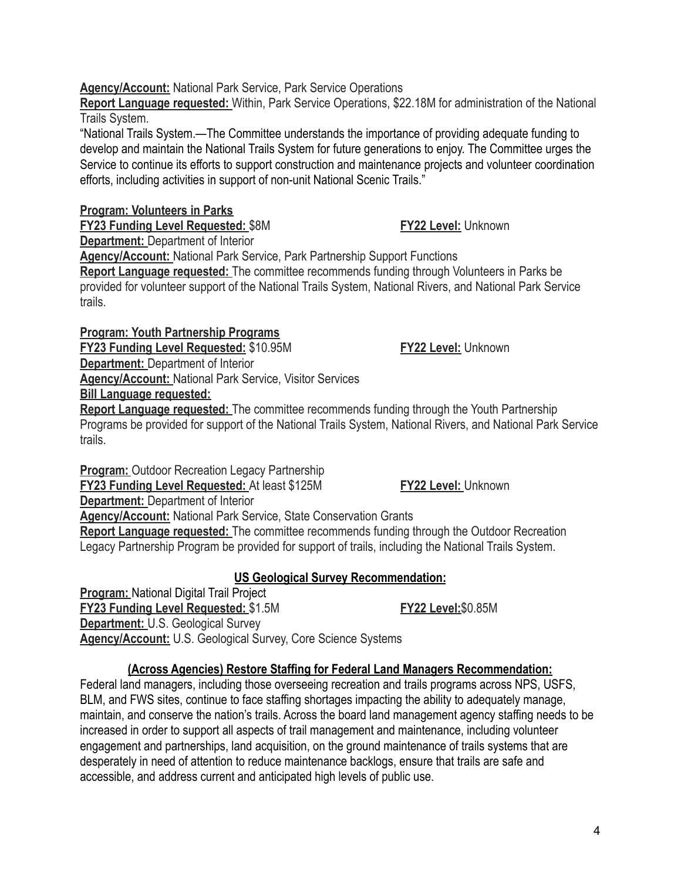**Agency/Account:** National Park Service, Park Service Operations
**Report Language requested:** Within, Park Service Operations, $22.18M for administration of the National Trails System.
"National Trails System.—The Committee understands the importance of providing adequate funding to develop and maintain the National Trails System for future generations to enjoy. The Committee urges the Service to continue its efforts to support construction and maintenance projects and volunteer coordination efforts, including activities in support of non-unit National Scenic Trails."

**Program: Volunteers in Parks**
**FY23 Funding Level Requested:** $8M **FY22 Level:** Unknown
**Department:** Department of Interior
**Agency/Account:** National Park Service, Park Partnership Support Functions
**Report Language requested:** The committee recommends funding through Volunteers in Parks be provided for volunteer support of the National Trails System, National Rivers, and National Park Service trails.

**Program: Youth Partnership Programs**
**FY23 Funding Level Requested:** $10.95M **FY22 Level:** Unknown
**Department:** Department of Interior
**Agency/Account:** National Park Service, Visitor Services
**Bill Language requested:**
**Report Language requested:** The committee recommends funding through the Youth Partnership Programs be provided for support of the National Trails System, National Rivers, and National Park Service trails.

**Program:** Outdoor Recreation Legacy Partnership
**FY23 Funding Level Requested:** At least $125M **FY22 Level:** Unknown
**Department:** Department of Interior
**Agency/Account:** National Park Service, State Conservation Grants
**Report Language requested:** The committee recommends funding through the Outdoor Recreation Legacy Partnership Program be provided for support of trails, including the National Trails System.

## US Geological Survey Recommendation:

**Program:** National Digital Trail Project
**FY23 Funding Level Requested:** $1.5M **FY22 Level:**$0.85M
**Department:** U.S. Geological Survey
**Agency/Account:** U.S. Geological Survey, Core Science Systems

## (Across Agencies) Restore Staffing for Federal Land Managers Recommendation:

Federal land managers, including those overseeing recreation and trails programs across NPS, USFS, BLM, and FWS sites, continue to face staffing shortages impacting the ability to adequately manage, maintain, and conserve the nation's trails. Across the board land management agency staffing needs to be increased in order to support all aspects of trail management and maintenance, including volunteer engagement and partnerships, land acquisition, on the ground maintenance of trails systems that are desperately in need of attention to reduce maintenance backlogs, ensure that trails are safe and accessible, and address current and anticipated high levels of public use.